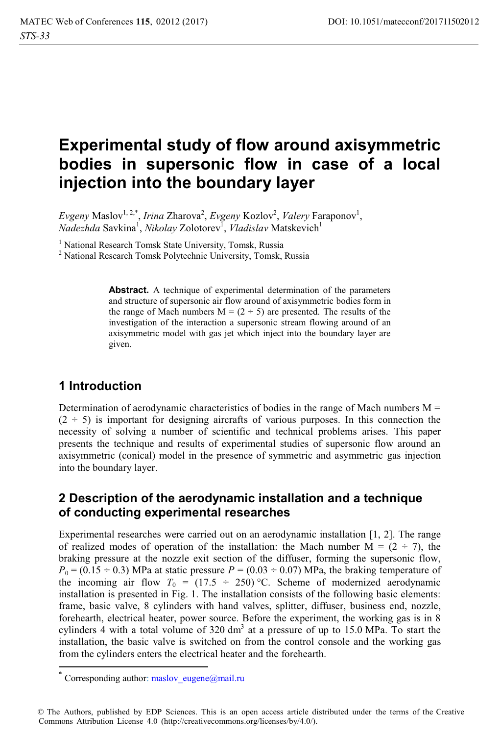# Experimental study of flow around axisymmetric bodies in supersonic flow in case of a local injection into the boundary layer

*Evgeny* Maslov[1,2,*], *Irina* Zharova[2], *Evgeny* Kozlov[2], *Valery* Faraponov[1], *Nadezhda* Savkina[1], *Nikolay* Zolotorev[1], *Vladislav* Matskevich[1]

[1] National Research Tomsk State University, Tomsk, Russia
[2] National Research Tomsk Polytechnic University, Tomsk, Russia

**Abstract.** A technique of experimental determination of the parameters and structure of supersonic air flow around of axisymmetric bodies form in the range of Mach numbers M = (2 ÷ 5) are presented. The results of the investigation of the interaction a supersonic stream flowing around of an axisymmetric model with gas jet which inject into the boundary layer are given.

## 1 Introduction

Determination of aerodynamic characteristics of bodies in the range of Mach numbers M = (2 ÷ 5) is important for designing aircrafts of various purposes. In this connection the necessity of solving a number of scientific and technical problems arises. This paper presents the technique and results of experimental studies of supersonic flow around an axisymmetric (conical) model in the presence of symmetric and asymmetric gas injection into the boundary layer.

## 2 Description of the aerodynamic installation and a technique of conducting experimental researches

Experimental researches were carried out on an aerodynamic installation [1, 2]. The range of realized modes of operation of the installation: the Mach number M = (2 ÷ 7), the braking pressure at the nozzle exit section of the diffuser, forming the supersonic flow, $P_0$ = (0.15 ÷ 0.3) MPa at static pressure $P$ = (0.03 ÷ 0.07) MPa, the braking temperature of the incoming air flow $T_0$ = (17.5 ÷ 250) °C. Scheme of modernized aerodynamic installation is presented in Fig. 1. The installation consists of the following basic elements: frame, basic valve, 8 cylinders with hand valves, splitter, diffuser, business end, nozzle, forehearth, electrical heater, power source. Before the experiment, the working gas is in 8 cylinders 4 with a total volume of 320 dm$^3$ at a pressure of up to 15.0 MPa. To start the installation, the basic valve is switched on from the control console and the working gas from the cylinders enters the electrical heater and the forehearth.

[*] Corresponding author: maslov_eugene@mail.ru

© The Authors, published by EDP Sciences. This is an open access article distributed under the terms of the Creative Commons Attribution License 4.0 (http://creativecommons.org/licenses/by/4.0/).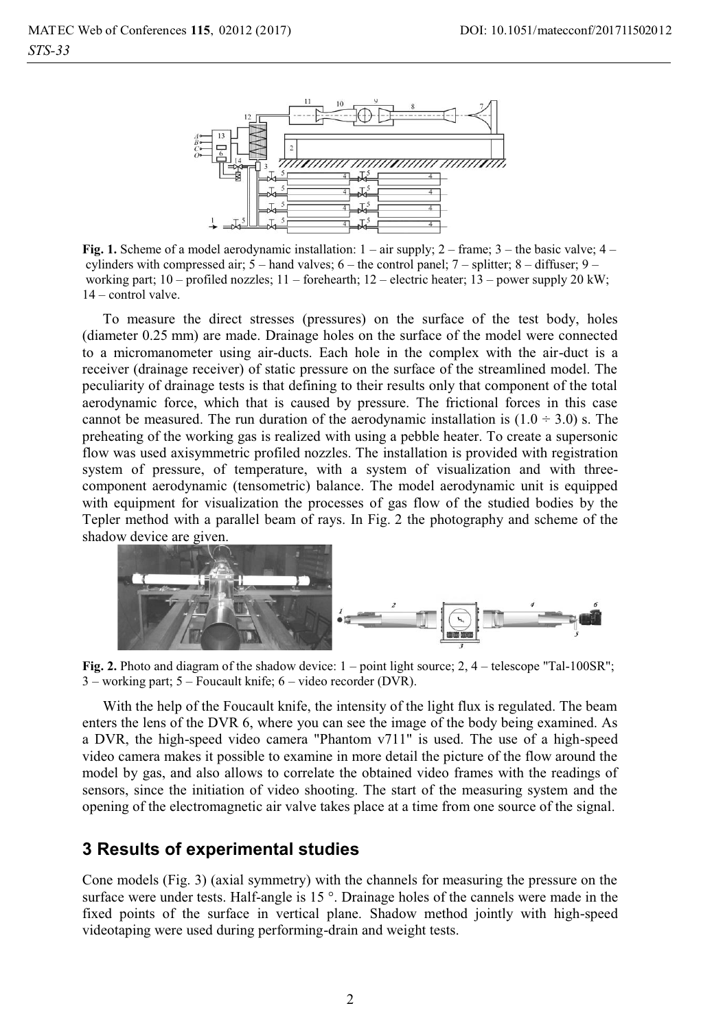**Fig. 1.** Scheme of a model aerodynamic installation: 1 – air supply; 2 – frame; 3 – the basic valve; 4 – cylinders with compressed air; 5 – hand valves; 6 – the control panel; 7 – splitter; 8 – diffuser; 9 – working part; 10 – profiled nozzles; 11 – forehearth; 12 – electric heater; 13 – power supply 20 kW; 14 – control valve.

To measure the direct stresses (pressures) on the surface of the test body, holes (diameter 0.25 mm) are made. Drainage holes on the surface of the model were connected to a micromanometer using air-ducts. Each hole in the complex with the air-duct is a receiver (drainage receiver) of static pressure on the surface of the streamlined model. The peculiarity of drainage tests is that defining to their results only that component of the total aerodynamic force, which that is caused by pressure. The frictional forces in this case cannot be measured. The run duration of the aerodynamic installation is (1.0 ÷ 3.0) s. The preheating of the working gas is realized with using a pebble heater. To create a supersonic flow was used axisymmetric profiled nozzles. The installation is provided with registration system of pressure, of temperature, with a system of visualization and with three-component aerodynamic (tensometric) balance. The model aerodynamic unit is equipped with equipment for visualization the processes of gas flow of the studied bodies by the Tepler method with a parallel beam of rays. In Fig. 2 the photography and scheme of the shadow device are given.

**Fig. 2.** Photo and diagram of the shadow device: 1 – point light source; 2, 4 – telescope "Tal-100SR"; 3 – working part; 5 – Foucault knife; 6 – video recorder (DVR).

With the help of the Foucault knife, the intensity of the light flux is regulated. The beam enters the lens of the DVR 6, where you can see the image of the body being examined. As a DVR, the high-speed video camera "Phantom v711" is used. The use of a high-speed video camera makes it possible to examine in more detail the picture of the flow around the model by gas, and also allows to correlate the obtained video frames with the readings of sensors, since the initiation of video shooting. The start of the measuring system and the opening of the electromagnetic air valve takes place at a time from one source of the signal.

## 3 Results of experimental studies

Cone models (Fig. 3) (axial symmetry) with the channels for measuring the pressure on the surface were under tests. Half-angle is 15 °. Drainage holes of the cannels were made in the fixed points of the surface in vertical plane. Shadow method jointly with high-speed videotaping were used during performing-drain and weight tests.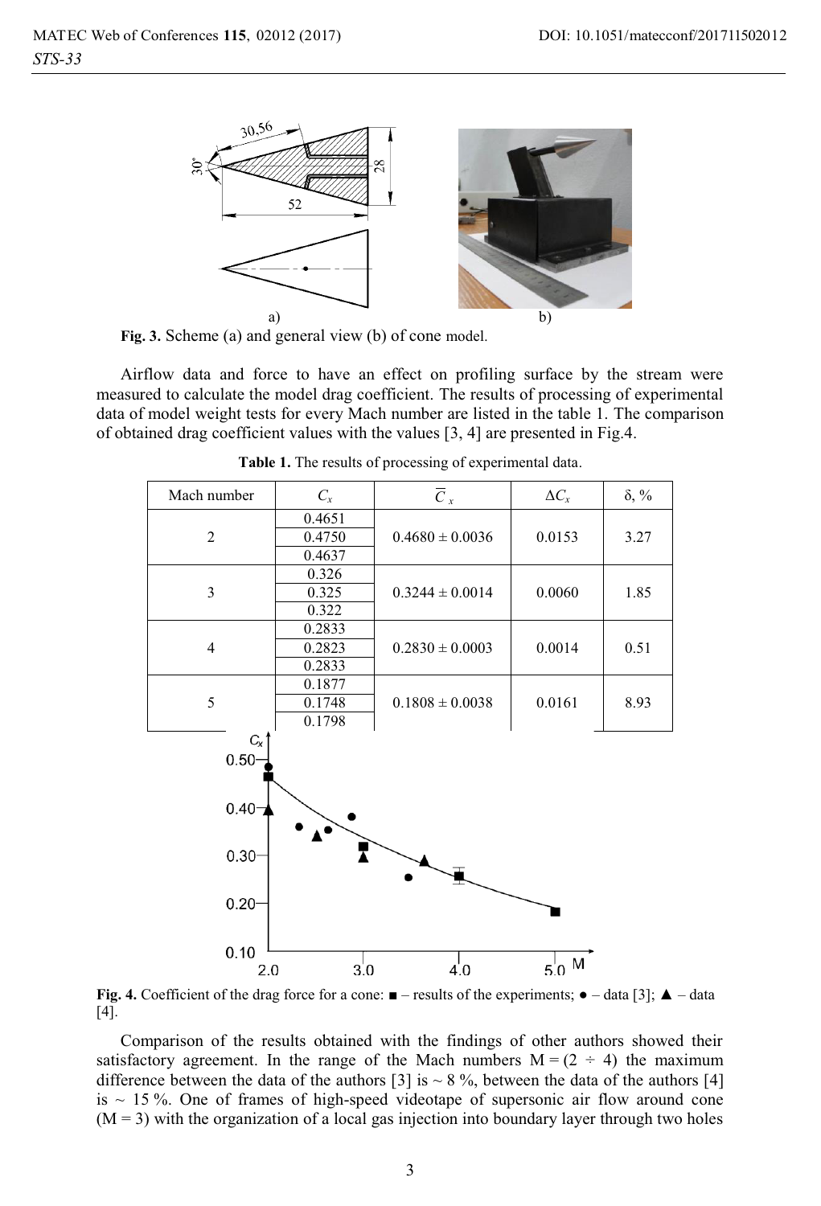Fig. 3. Scheme (a) and general view (b) of cone model.

Airflow data and force to have an effect on profiling surface by the stream were measured to calculate the model drag coefficient. The results of processing of experimental data of model weight tests for every Mach number are listed in the table 1. The comparison of obtained drag coefficient values with the values [3, 4] are presented in Fig.4.

**Table 1.** The results of processing of experimental data.

| Mach number | $C_x$ | $\overline{C}_x$ | $\Delta C_x$ | δ, % |
|---|---|---|---|---|
| 2 | 0.4651 | $0.4680 \pm 0.0036$ | 0.0153 | 3.27 |
| | 0.4750 | | | |
| | 0.4637 | | | |
| 3 | 0.326 | $0.3244 \pm 0.0014$ | 0.0060 | 1.85 |
| | 0.325 | | | |
| | 0.322 | | | |
| 4 | 0.2833 | $0.2830 \pm 0.0003$ | 0.0014 | 0.51 |
| | 0.2823 | | | |
| | 0.2833 | | | |
| 5 | 0.1877 | $0.1808 \pm 0.0038$ | 0.0161 | 8.93 |
| | 0.1748 | | | |
| | 0.1798 | | | |

Fig. 4. Coefficient of the drag force for a cone: ■ – results of the experiments; ● – data [3]; ▲ – data [4].

Comparison of the results obtained with the findings of other authors showed their satisfactory agreement. In the range of the Mach numbers M = (2 ÷ 4) the maximum difference between the data of the authors [3] is ~ 8 %, between the data of the authors [4] is ~ 15 %. One of frames of high-speed videotape of supersonic air flow around cone (M = 3) with the organization of a local gas injection into boundary layer through two holes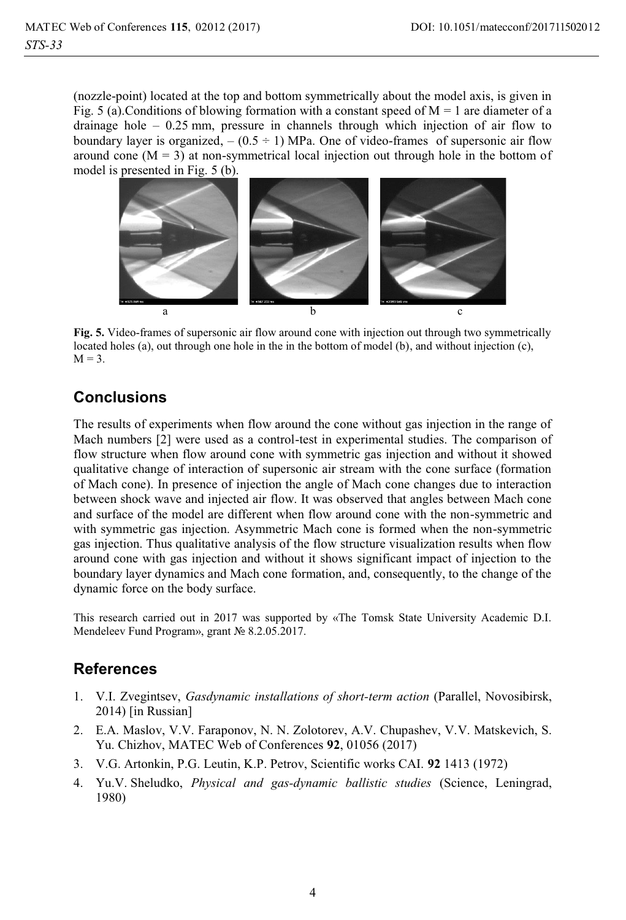(nozzle-point) located at the top and bottom symmetrically about the model axis, is given in Fig. 5 (a).Conditions of blowing formation with a constant speed of $M = 1$ are diameter of a drainage hole – 0.25 mm, pressure in channels through which injection of air flow to boundary layer is organized, – $(0.5 \div 1)$ MPa. One of video-frames of supersonic air flow around cone ($M = 3$) at non-symmetrical local injection out through hole in the bottom of model is presented in Fig. 5 (b).

a

b

c

**Fig. 5.** Video-frames of supersonic air flow around cone with injection out through two symmetrically located holes (a), out through one hole in the in the bottom of model (b), and without injection (c), $M = 3$.

## Conclusions

The results of experiments when flow around the cone without gas injection in the range of Mach numbers [2] were used as a control-test in experimental studies. The comparison of flow structure when flow around cone with symmetric gas injection and without it showed qualitative change of interaction of supersonic air stream with the cone surface (formation of Mach cone). In presence of injection the angle of Mach cone changes due to interaction between shock wave and injected air flow. It was observed that angles between Mach cone and surface of the model are different when flow around cone with the non-symmetric and with symmetric gas injection. Asymmetric Mach cone is formed when the non-symmetric gas injection. Thus qualitative analysis of the flow structure visualization results when flow around cone with gas injection and without it shows significant impact of injection to the boundary layer dynamics and Mach cone formation, and, consequently, to the change of the dynamic force on the body surface.

This research carried out in 2017 was supported by «The Tomsk State University Academic D.I. Mendeleev Fund Program», grant № 8.2.05.2017.

## References

1. V.I. Zvegintsev, *Gasdynamic installations of short-term action* (Parallel, Novosibirsk, 2014) [in Russian]
2. E.A. Maslov, V.V. Faraponov, N. N. Zolotorev, A.V. Chupashev, V.V. Matskevich, S. Yu. Chizhov, MATEC Web of Conferences **92**, 01056 (2017)
3. V.G. Artonkin, P.G. Leutin, K.P. Petrov, Scientific works CAI. **92** 1413 (1972)
4. Yu.V. Sheludko, *Physical and gas-dynamic ballistic studies* (Science, Leningrad, 1980)